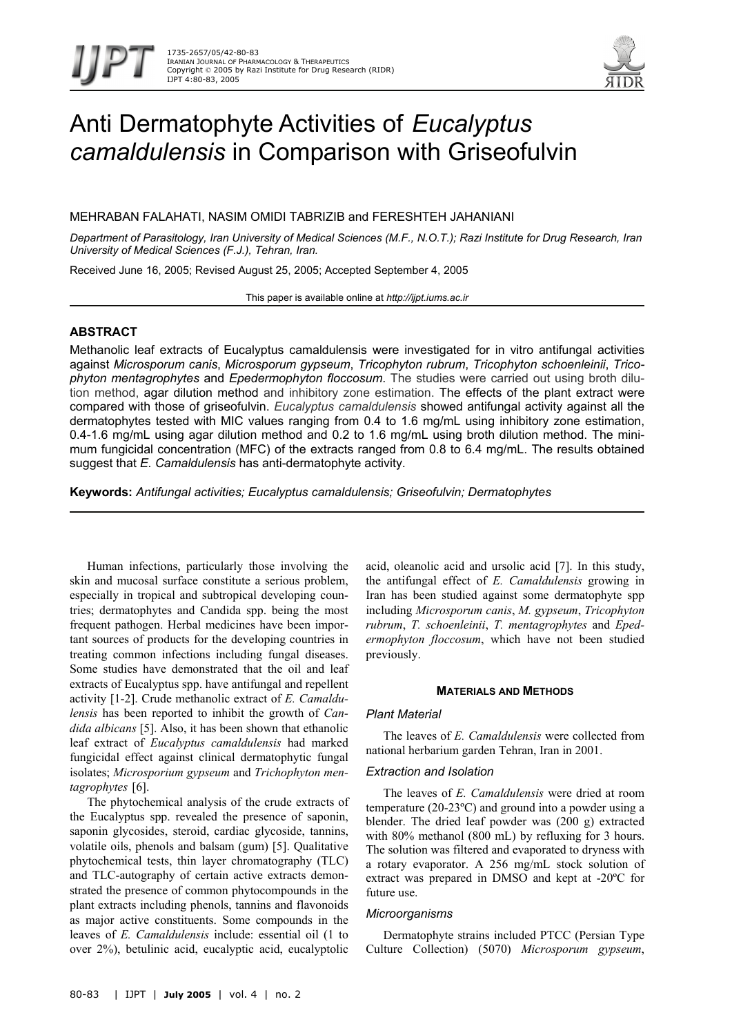# Anti Dermatophyte Activities of *Eucalyptus camaldulensis* in Comparison with Griseofulvin

MEHRABAN FALAHATI, NASIM OMIDI TABRIZIB and FERESHTEH JAHANIANI

*Department of Parasitology, Iran University of Medical Sciences (M.F., N.O.T.); Razi Institute for Drug Research, Iran University of Medical Sciences (F.J.), Tehran, Iran.*

Received June 16, 2005; Revised August 25, 2005; Accepted September 4, 2005

This paper is available online at *http://ijpt.iums.ac.ir*

## ABSTRACT

Methanolic leaf extracts of Eucalyptus camaldulensis were investigated for in vitro antifungal activities against *Microsporum canis*, *Microsporum gypseum*, *Tricophyton rubrum*, *Tricophyton schoenleinii*, *Tricophyton mentagrophytes* and *Epedermophyton floccosum*. The studies were carried out using broth dilution method, agar dilution method and inhibitory zone estimation. The effects of the plant extract were compared with those of griseofulvin. *Eucalyptus camaldulensis* showed antifungal activity against all the dermatophytes tested with MIC values ranging from 0.4 to 1.6 mg/mL using inhibitory zone estimation, 0.4-1.6 mg/mL using agar dilution method and 0.2 to 1.6 mg/mL using broth dilution method. The minimum fungicidal concentration (MFC) of the extracts ranged from 0.8 to 6.4 mg/mL. The results obtained suggest that *E. Camaldulensis* has anti-dermatophyte activity.

**Keywords:** *Antifungal activities; Eucalyptus camaldulensis; Griseofulvin; Dermatophytes*

Human infections, particularly those involving the skin and mucosal surface constitute a serious problem, especially in tropical and subtropical developing countries; dermatophytes and Candida spp. being the most frequent pathogen. Herbal medicines have been important sources of products for the developing countries in treating common infections including fungal diseases. Some studies have demonstrated that the oil and leaf extracts of Eucalyptus spp. have antifungal and repellent activity [1-2]. Crude methanolic extract of *E. Camaldulensis* has been reported to inhibit the growth of *Candida albicans* [5]. Also, it has been shown that ethanolic leaf extract of *Eucalyptus camaldulensis* had marked fungicidal effect against clinical dermatophytic fungal isolates; *Microsporium gypseum* and *Trichophyton mentagrophytes* [6].

The phytochemical analysis of the crude extracts of the Eucalyptus spp. revealed the presence of saponin, saponin glycosides, steroid, cardiac glycoside, tannins, volatile oils, phenols and balsam (gum) [5]. Qualitative phytochemical tests, thin layer chromatography (TLC) and TLC-autography of certain active extracts demonstrated the presence of common phytocompounds in the plant extracts including phenols, tannins and flavonoids as major active constituents. Some compounds in the leaves of *E. Camaldulensis* include: essential oil (1 to over 2%), betulinic acid, eucalyptic acid, eucalyptolic acid, oleanolic acid and ursolic acid [7]. In this study, the antifungal effect of *E. Camaldulensis* growing in Iran has been studied against some dermatophyte spp including *Microsporum canis*, *M. gypseum*, *Tricophyton rubrum*, *T. schoenleinii*, *T. mentagrophytes* and *Epedermophyton floccosum*, which have not been studied previously.

## MATERIALS AND METHODS

### Plant Material

The leaves of *E. Camaldulensis* were collected from national herbarium garden Tehran, Iran in 2001.

### Extraction and Isolation

The leaves of *E. Camaldulensis* were dried at room temperature (20-23ºC) and ground into a powder using a blender. The dried leaf powder was (200 g) extracted with 80% methanol (800 mL) by refluxing for 3 hours. The solution was filtered and evaporated to dryness with a rotary evaporator. A 256 mg/mL stock solution of extract was prepared in DMSO and kept at -20ºC for future use.

### Microorganisms

Dermatophyte strains included PTCC (Persian Type Culture Collection) (5070) *Microsporum gypseum*,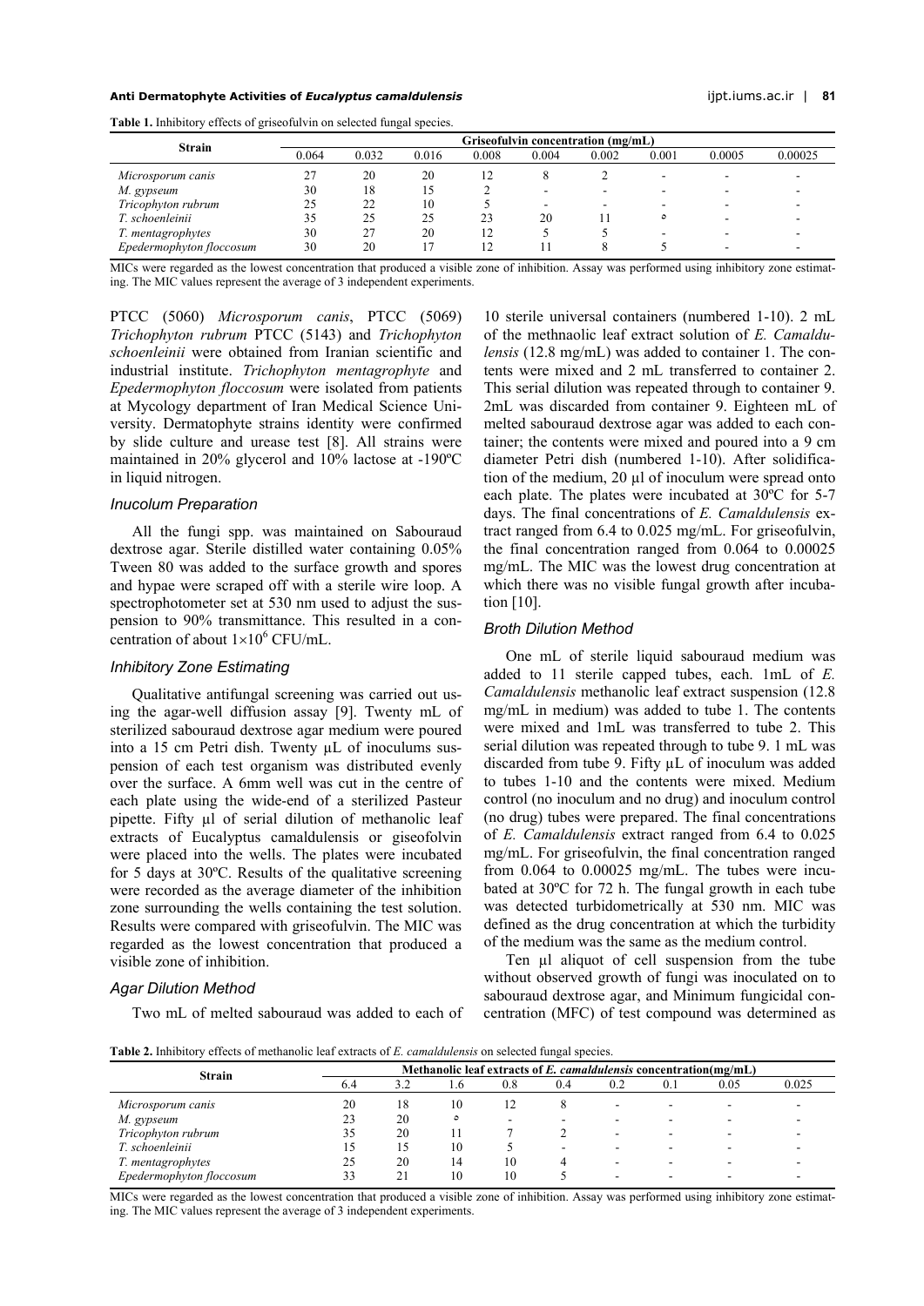**Table 1.** Inhibitory effects of griseofulvin on selected fungal species.

| Strain | Griseofulvin concentration (mg/mL) | | | | | | | | |
|---|---|---|---|---|---|---|---|---|---|
| | 0.064 | 0.032 | 0.016 | 0.008 | 0.004 | 0.002 | 0.001 | 0.0005 | 0.00025 |
| *Microsporum canis* | 27 | 20 | 20 | 12 | 8 | 2 | - | - | - |
| *M. gypseum* | 30 | 18 | 15 | 2 | - | - | - | - | - |
| *Tricophyton rubrum* | 25 | 22 | 10 | 5 | - | - | - | - | - |
| *T. schoenleinii* | 35 | 25 | 25 | 23 | 20 | 11 | ° | - | - |
| *T. mentagrophytes* | 30 | 27 | 20 | 12 | 5 | 5 | - | - | - |
| *Epedermophyton floccosum* | 30 | 20 | 17 | 12 | 11 | 8 | 5 | - | - |

MICs were regarded as the lowest concentration that produced a visible zone of inhibition. Assay was performed using inhibitory zone estimating. The MIC values represent the average of 3 independent experiments.

PTCC (5060) *Microsporum canis*, PTCC (5069) *Trichophyton rubrum* PTCC (5143) and *Trichophyton schoenleinii* were obtained from Iranian scientific and industrial institute. *Trichophyton mentagrophyte* and *Epedermophyton floccosum* were isolated from patients at Mycology department of Iran Medical Science University. Dermatophyte strains identity were confirmed by slide culture and urease test [8]. All strains were maintained in 20% glycerol and 10% lactose at -190ºC in liquid nitrogen.

### *Inucolum Preparation*

All the fungi spp. was maintained on Sabouraud dextrose agar. Sterile distilled water containing 0.05% Tween 80 was added to the surface growth and spores and hypae were scraped off with a sterile wire loop. A spectrophotometer set at 530 nm used to adjust the suspension to 90% transmittance. This resulted in a concentration of about $1{\times}10^6$ CFU/mL.

### *Inhibitory Zone Estimating*

Qualitative antifungal screening was carried out using the agar-well diffusion assay [9]. Twenty mL of sterilized sabouraud dextrose agar medium were poured into a 15 cm Petri dish. Twenty µL of inoculums suspension of each test organism was distributed evenly over the surface. A 6mm well was cut in the centre of each plate using the wide-end of a sterilized Pasteur pipette. Fifty µl of serial dilution of methanolic leaf extracts of Eucalyptus camaldulensis or giseofolvin were placed into the wells. The plates were incubated for 5 days at 30ºC. Results of the qualitative screening were recorded as the average diameter of the inhibition zone surrounding the wells containing the test solution. Results were compared with griseofulvin. The MIC was regarded as the lowest concentration that produced a visible zone of inhibition.

### *Agar Dilution Method*

Two mL of melted sabouraud was added to each of 10 sterile universal containers (numbered 1-10). 2 mL of the methnaolic leaf extract solution of *E. Camaldulensis* (12.8 mg/mL) was added to container 1. The contents were mixed and 2 mL transferred to container 2. This serial dilution was repeated through to container 9. 2mL was discarded from container 9. Eighteen mL of melted sabouraud dextrose agar was added to each container; the contents were mixed and poured into a 9 cm diameter Petri dish (numbered 1-10). After solidification of the medium, 20 µl of inoculum were spread onto each plate. The plates were incubated at 30ºC for 5-7 days. The final concentrations of *E. Camaldulensis* extract ranged from 6.4 to 0.025 mg/mL. For griseofulvin, the final concentration ranged from 0.064 to 0.00025 mg/mL. The MIC was the lowest drug concentration at which there was no visible fungal growth after incubation [10].

### *Broth Dilution Method*

One mL of sterile liquid sabouraud medium was added to 11 sterile capped tubes, each. 1mL of *E. Camaldulensis* methanolic leaf extract suspension (12.8 mg/mL in medium) was added to tube 1. The contents were mixed and 1mL was transferred to tube 2. This serial dilution was repeated through to tube 9. 1 mL was discarded from tube 9. Fifty µL of inoculum was added to tubes 1-10 and the contents were mixed. Medium control (no inoculum and no drug) and inoculum control (no drug) tubes were prepared. The final concentrations of *E. Camaldulensis* extract ranged from 6.4 to 0.025 mg/mL. For griseofulvin, the final concentration ranged from 0.064 to 0.00025 mg/mL. The tubes were incubated at 30ºC for 72 h. The fungal growth in each tube was detected turbidometrically at 530 nm. MIC was defined as the drug concentration at which the turbidity of the medium was the same as the medium control.

Ten µl aliquot of cell suspension from the tube without observed growth of fungi was inoculated on to sabouraud dextrose agar, and Minimum fungicidal concentration (MFC) of test compound was determined as

**Table 2.** Inhibitory effects of methanolic leaf extracts of *E. camaldulensis* on selected fungal species.

| Strain | Methanolic leaf extracts of *E. camaldulensis* concentration(mg/mL) | | | | | | | | |
|---|---|---|---|---|---|---|---|---|---|
| | 6.4 | 3.2 | 1.6 | 0.8 | 0.4 | 0.2 | 0.1 | 0.05 | 0.025 |
| *Microsporum canis* | 20 | 18 | 10 | 12 | 8 | - | - | - | - |
| *M. gypseum* | 23 | 20 | ° | - | - | - | - | - | - |
| *Tricophyton rubrum* | 35 | 20 | 11 | 7 | 2 | - | - | - | - |
| *T. schoenleinii* | 15 | 15 | 10 | 5 | - | - | - | - | - |
| *T. mentagrophytes* | 25 | 20 | 14 | 10 | 4 | - | - | - | - |
| *Epedermophyton floccosum* | 33 | 21 | 10 | 10 | 5 | - | - | - | - |

MICs were regarded as the lowest concentration that produced a visible zone of inhibition. Assay was performed using inhibitory zone estimating. The MIC values represent the average of 3 independent experiments.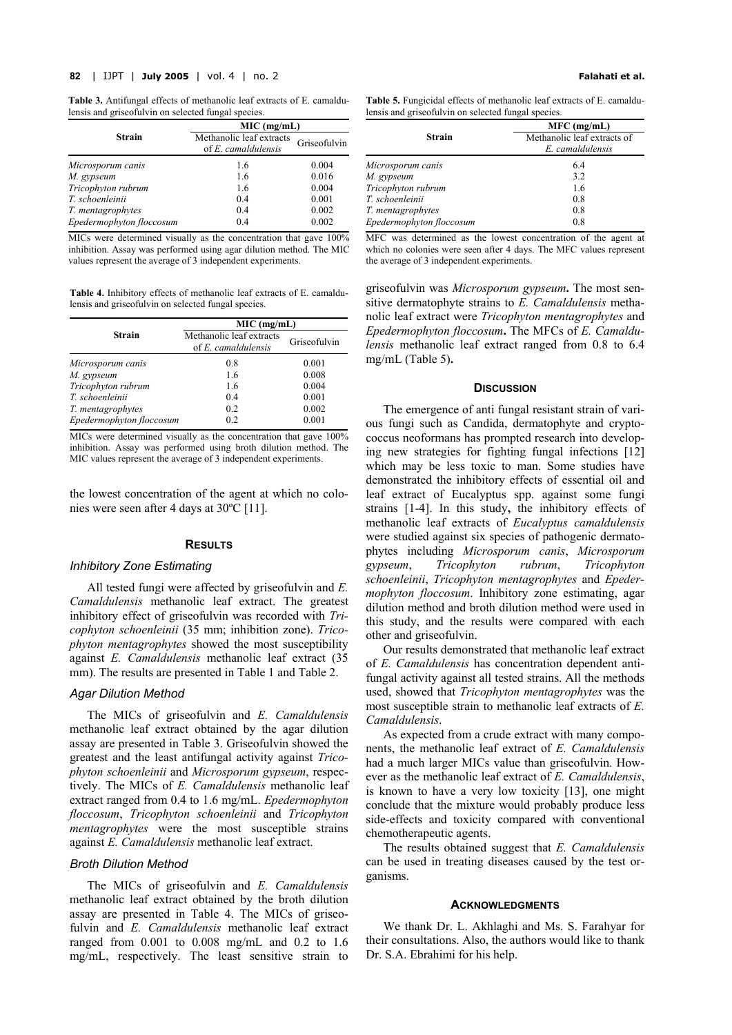**Table 3.** Antifungal effects of methanolic leaf extracts of E. camaldulensis and griseofulvin on selected fungal species.

| Strain | MIC (mg/mL) | |
|---|---|---|
| | Methanolic leaf extracts of *E. camaldulensis* | Griseofulvin |
| *Microsporum canis* | 1.6 | 0.004 |
| *M. gypseum* | 1.6 | 0.016 |
| *Tricophyton rubrum* | 1.6 | 0.004 |
| *T. schoenleinii* | 0.4 | 0.001 |
| *T. mentagrophytes* | 0.4 | 0.002 |
| *Epedermophyton floccosum* | 0.4 | 0.002 |

MICs were determined visually as the concentration that gave 100% inhibition. Assay was performed using agar dilution method. The MIC values represent the average of 3 independent experiments.

**Table 4.** Inhibitory effects of methanolic leaf extracts of E. camaldulensis and griseofulvin on selected fungal species.

| Strain | MIC (mg/mL) | |
|---|---|---|
| | Methanolic leaf extracts of *E. camaldulensis* | Griseofulvin |
| *Microsporum canis* | 0.8 | 0.001 |
| *M. gypseum* | 1.6 | 0.008 |
| *Tricophyton rubrum* | 1.6 | 0.004 |
| *T. schoenleinii* | 0.4 | 0.001 |
| *T. mentagrophytes* | 0.2 | 0.002 |
| *Epedermophyton floccosum* | 0.2 | 0.001 |

MICs were determined visually as the concentration that gave 100% inhibition. Assay was performed using broth dilution method. The MIC values represent the average of 3 independent experiments.

the lowest concentration of the agent at which no colonies were seen after 4 days at 30ºC [11].

## RESULTS

### Inhibitory Zone Estimating

All tested fungi were affected by griseofulvin and *E. Camaldulensis* methanolic leaf extract. The greatest inhibitory effect of griseofulvin was recorded with *Tricophyton schoenleinii* (35 mm; inhibition zone). *Tricophyton mentagrophytes* showed the most susceptibility against *E. Camaldulensis* methanolic leaf extract (35 mm). The results are presented in Table 1 and Table 2.

### Agar Dilution Method

The MICs of griseofulvin and *E. Camaldulensis* methanolic leaf extract obtained by the agar dilution assay are presented in Table 3. Griseofulvin showed the greatest and the least antifungal activity against *Tricophyton schoenleinii* and *Microsporum gypseum*, respectively. The MICs of *E. Camaldulensis* methanolic leaf extract ranged from 0.4 to 1.6 mg/mL. *Epedermophyton floccosum*, *Tricophyton schoenleinii* and *Tricophyton mentagrophytes* were the most susceptible strains against *E. Camaldulensis* methanolic leaf extract.

### Broth Dilution Method

The MICs of griseofulvin and *E. Camaldulensis* methanolic leaf extract obtained by the broth dilution assay are presented in Table 4. The MICs of griseofulvin and *E. Camaldulensis* methanolic leaf extract ranged from 0.001 to 0.008 mg/mL and 0.2 to 1.6 mg/mL, respectively. The least sensitive strain to griseofulvin was *Microsporum gypseum***.** The most sensitive dermatophyte strains to *E. Camaldulensis* methanolic leaf extract were *Tricophyton mentagrophytes* and *Epedermophyton floccosum***.** The MFCs of *E. Camaldulensis* methanolic leaf extract ranged from 0.8 to 6.4 mg/mL (Table 5)**.**

**Table 5.** Fungicidal effects of methanolic leaf extracts of E. camaldulensis and griseofulvin on selected fungal species.

| Strain | MFC (mg/mL) |
|---|---|
| | Methanolic leaf extracts of *E. camaldulensis* |
| *Microsporum canis* | 6.4 |
| *M. gypseum* | 3.2 |
| *Tricophyton rubrum* | 1.6 |
| *T. schoenleinii* | 0.8 |
| *T. mentagrophytes* | 0.8 |
| *Epedermophyton floccosum* | 0.8 |

MFC was determined as the lowest concentration of the agent at which no colonies were seen after 4 days. The MFC values represent the average of 3 independent experiments.

## DISCUSSION

The emergence of anti fungal resistant strain of various fungi such as Candida, dermatophyte and cryptococcus neoformans has prompted research into developing new strategies for fighting fungal infections [12] which may be less toxic to man. Some studies have demonstrated the inhibitory effects of essential oil and leaf extract of Eucalyptus spp. against some fungi strains [1-4]. In this study**,** the inhibitory effects of methanolic leaf extracts of *Eucalyptus camaldulensis* were studied against six species of pathogenic dermatophytes including *Microsporum canis*, *Microsporum gypseum*, *Tricophyton rubrum*, *Tricophyton schoenleinii*, *Tricophyton mentagrophytes* and *Epedermophyton floccosum*. Inhibitory zone estimating, agar dilution method and broth dilution method were used in this study, and the results were compared with each other and griseofulvin.

Our results demonstrated that methanolic leaf extract of *E. Camaldulensis* has concentration dependent antifungal activity against all tested strains. All the methods used, showed that *Tricophyton mentagrophytes* was the most susceptible strain to methanolic leaf extracts of *E. Camaldulensis*.

As expected from a crude extract with many components, the methanolic leaf extract of *E. Camaldulensis* had a much larger MICs value than griseofulvin. However as the methanolic leaf extract of *E. Camaldulensis*, is known to have a very low toxicity [13], one might conclude that the mixture would probably produce less side-effects and toxicity compared with conventional chemotherapeutic agents.

The results obtained suggest that *E. Camaldulensis* can be used in treating diseases caused by the test organisms.

## ACKNOWLEDGMENTS

We thank Dr. L. Akhlaghi and Ms. S. Farahyar for their consultations. Also, the authors would like to thank Dr. S.A. Ebrahimi for his help.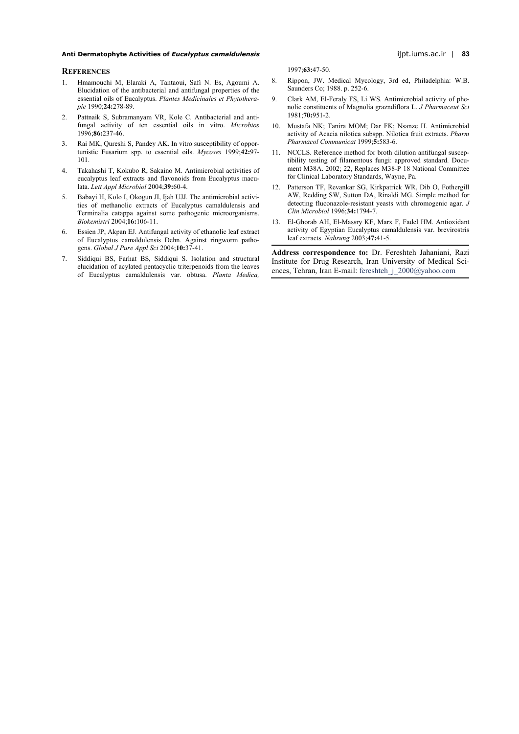## REFERENCES

1. Hmamouchi M, Elaraki A, Tantaoui, Safi N. Es, Agoumi A. Elucidation of the antibacterial and antifungal properties of the essential oils of Eucalyptus. *Plantes Medicinales et Phytotherapie* 1990;**24:**278-89.
2. Pattnaik S, Subramanyam VR, Kole C. Antibacterial and antifungal activity of ten essential oils in vitro. *Microbios* 1996;**86:**237-46.
3. Rai MK, Qureshi S, Pandey AK. In vitro susceptibility of opportunistic Fusarium spp. to essential oils. *Mycoses* 1999;**42:**97-101.
4. Takahashi T, Kokubo R, Sakaino M. Antimicrobial activities of eucalyptus leaf extracts and flavonoids from Eucalyptus maculata. *Lett Appl Microbiol* 2004;**39:**60-4.
5. Babayi H, Kolo I, Okogun JI, Ijah UJJ. The antimicrobial activities of methanolic extracts of Eucalyptus camaldulensis and Terminalia catappa against some pathogenic microorganisms. *Biokemistri* 2004;**16:**106-11.
6. Essien JP, Akpan EJ. Antifungal activity of ethanolic leaf extract of Eucalyptus camaldulensis Dehn. Against ringworm pathogens. *Global J Pure Appl Sci* 2004;**10:**37-41.
7. Siddiqui BS, Farhat BS, Siddiqui S. Isolation and structural elucidation of acylated pentacyclic triterpenoids from the leaves of Eucalyptus camaldulensis var. obtusa. *Planta Medica,* 1997;**63:**47-50.
8. Rippon, JW. Medical Mycology, 3rd ed, Philadelphia: W.B. Saunders Co; 1988. p. 252-6.
9. Clark AM, El-Feraly FS, Li WS. Antimicrobial activity of phenolic constituents of Magnolia grazndiflora L. *J Pharmaceut Sci* 1981;**70:**951-2.
10. Mustafa NK; Tanira MOM; Dar FK; Nsanze H. Antimicrobial activity of Acacia nilotica subspp. Nilotica fruit extracts. *Pharm Pharmacol Communicat* 1999;**5:**583-6.
11. NCCLS. Reference method for broth dilution antifungal susceptibility testing of filamentous fungi: approved standard. Document M38A. 2002; 22, Replaces M38-P 18 National Committee for Clinical Laboratory Standards, Wayne, Pa.
12. Patterson TF, Revankar SG, Kirkpatrick WR, Dib O, Fothergill AW, Redding SW, Sutton DA, Rinaldi MG. Simple method for detecting fluconazole-resistant yeasts with chromogenic agar. *J Clin Microbiol* 1996;**34:**1794-7.
13. El-Ghorab AH, El-Massry KF, Marx F, Fadel HM. Antioxidant activity of Egyptian Eucalyptus camaldulensis var. brevirostris leaf extracts. *Nahrung* 2003;**47:**41-5.

**Address correspondence to:** Dr. Fereshteh Jahaniani, Razi Institute for Drug Research, Iran University of Medical Sciences, Tehran, Iran E-mail: fereshteh_j_2000@yahoo.com